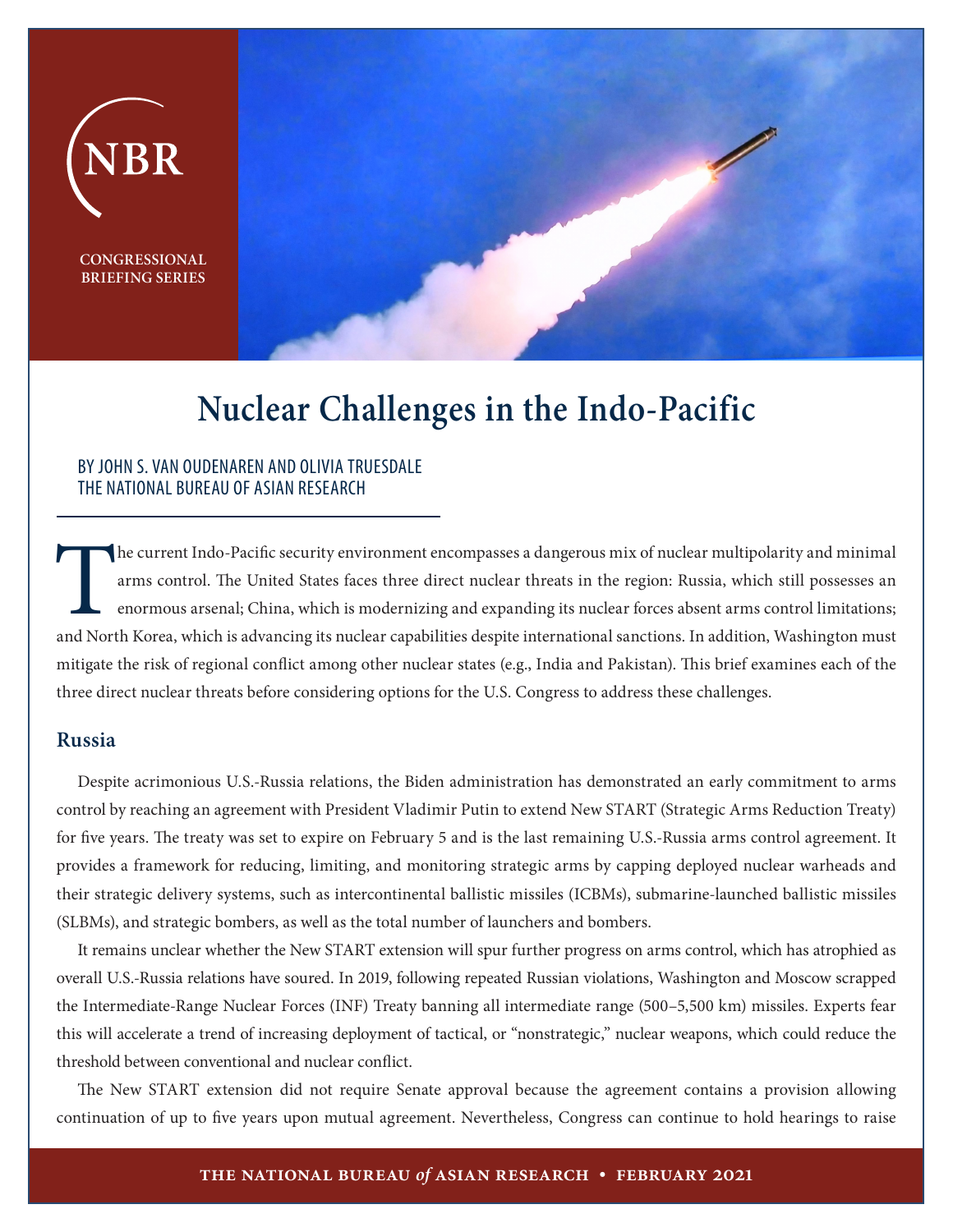NBR

CONGRESSIONAL BRIEFING SERIES

# Nuclear Challenges in the Indo-Pacific

BY JOHN S. VAN OUDENAREN AND OLIVIA TRUESDALE
THE NATIONAL BUREAU OF ASIAN RESEARCH

The current Indo-Pacific security environment encompasses a dangerous mix of nuclear multipolarity and minimal arms control. The United States faces three direct nuclear threats in the region: Russia, which still possesses an enormous arsenal; China, which is modernizing and expanding its nuclear forces absent arms control limitations; and North Korea, which is advancing its nuclear capabilities despite international sanctions. In addition, Washington must mitigate the risk of regional conflict among other nuclear states (e.g., India and Pakistan). This brief examines each of the three direct nuclear threats before considering options for the U.S. Congress to address these challenges.

## Russia

Despite acrimonious U.S.-Russia relations, the Biden administration has demonstrated an early commitment to arms control by reaching an agreement with President Vladimir Putin to extend New START (Strategic Arms Reduction Treaty) for five years. The treaty was set to expire on February 5 and is the last remaining U.S.-Russia arms control agreement. It provides a framework for reducing, limiting, and monitoring strategic arms by capping deployed nuclear warheads and their strategic delivery systems, such as intercontinental ballistic missiles (ICBMs), submarine-launched ballistic missiles (SLBMs), and strategic bombers, as well as the total number of launchers and bombers.

It remains unclear whether the New START extension will spur further progress on arms control, which has atrophied as overall U.S.-Russia relations have soured. In 2019, following repeated Russian violations, Washington and Moscow scrapped the Intermediate-Range Nuclear Forces (INF) Treaty banning all intermediate range (500–5,500 km) missiles. Experts fear this will accelerate a trend of increasing deployment of tactical, or "nonstrategic," nuclear weapons, which could reduce the threshold between conventional and nuclear conflict.

The New START extension did not require Senate approval because the agreement contains a provision allowing continuation of up to five years upon mutual agreement. Nevertheless, Congress can continue to hold hearings to raise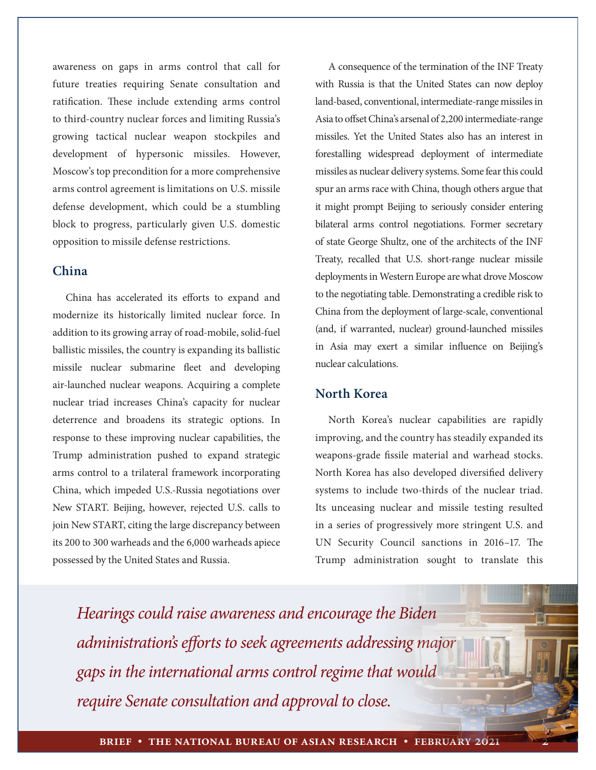awareness on gaps in arms control that call for future treaties requiring Senate consultation and ratification. These include extending arms control to third-country nuclear forces and limiting Russia's growing tactical nuclear weapon stockpiles and development of hypersonic missiles. However, Moscow's top precondition for a more comprehensive arms control agreement is limitations on U.S. missile defense development, which could be a stumbling block to progress, particularly given U.S. domestic opposition to missile defense restrictions.

## China

China has accelerated its efforts to expand and modernize its historically limited nuclear force. In addition to its growing array of road-mobile, solid-fuel ballistic missiles, the country is expanding its ballistic missile nuclear submarine fleet and developing air-launched nuclear weapons. Acquiring a complete nuclear triad increases China's capacity for nuclear deterrence and broadens its strategic options. In response to these improving nuclear capabilities, the Trump administration pushed to expand strategic arms control to a trilateral framework incorporating China, which impeded U.S.-Russia negotiations over New START. Beijing, however, rejected U.S. calls to join New START, citing the large discrepancy between its 200 to 300 warheads and the 6,000 warheads apiece possessed by the United States and Russia.

A consequence of the termination of the INF Treaty with Russia is that the United States can now deploy land-based, conventional, intermediate-range missiles in Asia to offset China's arsenal of 2,200 intermediate-range missiles. Yet the United States also has an interest in forestalling widespread deployment of intermediate missiles as nuclear delivery systems. Some fear this could spur an arms race with China, though others argue that it might prompt Beijing to seriously consider entering bilateral arms control negotiations. Former secretary of state George Shultz, one of the architects of the INF Treaty, recalled that U.S. short-range nuclear missile deployments in Western Europe are what drove Moscow to the negotiating table. Demonstrating a credible risk to China from the deployment of large-scale, conventional (and, if warranted, nuclear) ground-launched missiles in Asia may exert a similar influence on Beijing's nuclear calculations.

## North Korea

North Korea's nuclear capabilities are rapidly improving, and the country has steadily expanded its weapons-grade fissile material and warhead stocks. North Korea has also developed diversified delivery systems to include two-thirds of the nuclear triad. Its unceasing nuclear and missile testing resulted in a series of progressively more stringent U.S. and UN Security Council sanctions in 2016–17. The Trump administration sought to translate this

*Hearings could raise awareness and encourage the Biden administration's efforts to seek agreements addressing major gaps in the international arms control regime that would require Senate consultation and approval to close.*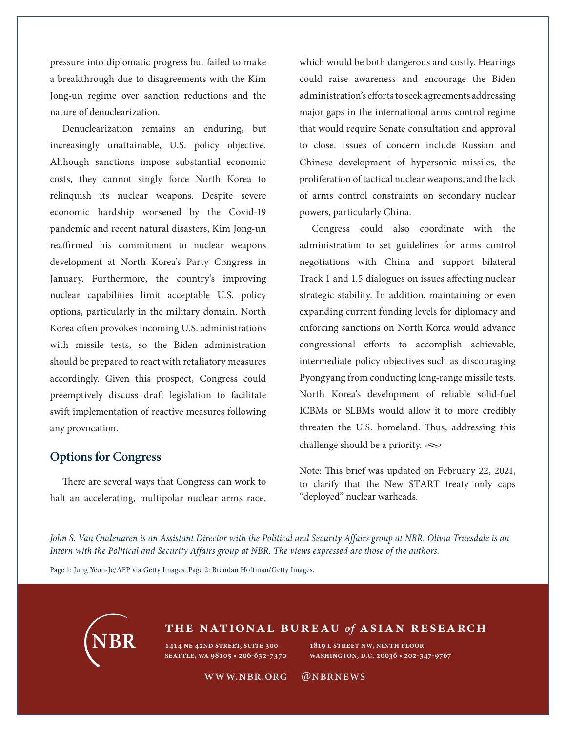pressure into diplomatic progress but failed to make a breakthrough due to disagreements with the Kim Jong-un regime over sanction reductions and the nature of denuclearization.

Denuclearization remains an enduring, but increasingly unattainable, U.S. policy objective. Although sanctions impose substantial economic costs, they cannot singly force North Korea to relinquish its nuclear weapons. Despite severe economic hardship worsened by the Covid-19 pandemic and recent natural disasters, Kim Jong-un reaffirmed his commitment to nuclear weapons development at North Korea's Party Congress in January. Furthermore, the country's improving nuclear capabilities limit acceptable U.S. policy options, particularly in the military domain. North Korea often provokes incoming U.S. administrations with missile tests, so the Biden administration should be prepared to react with retaliatory measures accordingly. Given this prospect, Congress could preemptively discuss draft legislation to facilitate swift implementation of reactive measures following any provocation.

## Options for Congress

There are several ways that Congress can work to halt an accelerating, multipolar nuclear arms race, which would be both dangerous and costly. Hearings could raise awareness and encourage the Biden administration's efforts to seek agreements addressing major gaps in the international arms control regime that would require Senate consultation and approval to close. Issues of concern include Russian and Chinese development of hypersonic missiles, the proliferation of tactical nuclear weapons, and the lack of arms control constraints on secondary nuclear powers, particularly China.

Congress could also coordinate with the administration to set guidelines for arms control negotiations with China and support bilateral Track 1 and 1.5 dialogues on issues affecting nuclear strategic stability. In addition, maintaining or even expanding current funding levels for diplomacy and enforcing sanctions on North Korea would advance congressional efforts to accomplish achievable, intermediate policy objectives such as discouraging Pyongyang from conducting long-range missile tests. North Korea's development of reliable solid-fuel ICBMs or SLBMs would allow it to more credibly threaten the U.S. homeland. Thus, addressing this challenge should be a priority.

Note: This brief was updated on February 22, 2021, to clarify that the New START treaty only caps "deployed" nuclear warheads.

*John S. Van Oudenaren is an Assistant Director with the Political and Security Affairs group at NBR. Olivia Truesdale is an Intern with the Political and Security Affairs group at NBR. The views expressed are those of the authors.*

Page 1: Jung Yeon-Je/AFP via Getty Images. Page 2: Brendan Hoffman/Getty Images.

**THE NATIONAL BUREAU *of* ASIAN RESEARCH**

1414 NE 42ND STREET, SUITE 300
SEATTLE, WA 98105 • 206-632-7370

1819 L STREET NW, NINTH FLOOR
WASHINGTON, D.C. 20036 • 202-347-9767

WWW.NBR.ORG @NBRNEWS